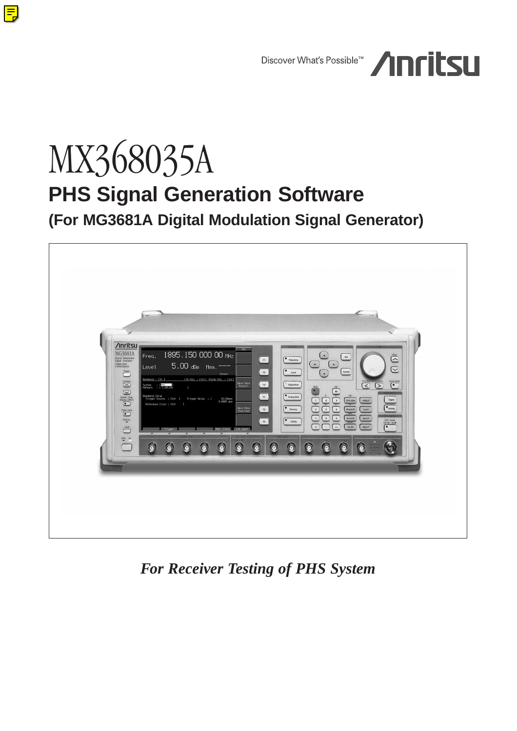Discover What's Possible™ Anritsu

# MX368035A

## PHS Signal Generation Software

### (For MG3681A Digital Modulation Signal Generator)

*For Receiver Testing of PHS System*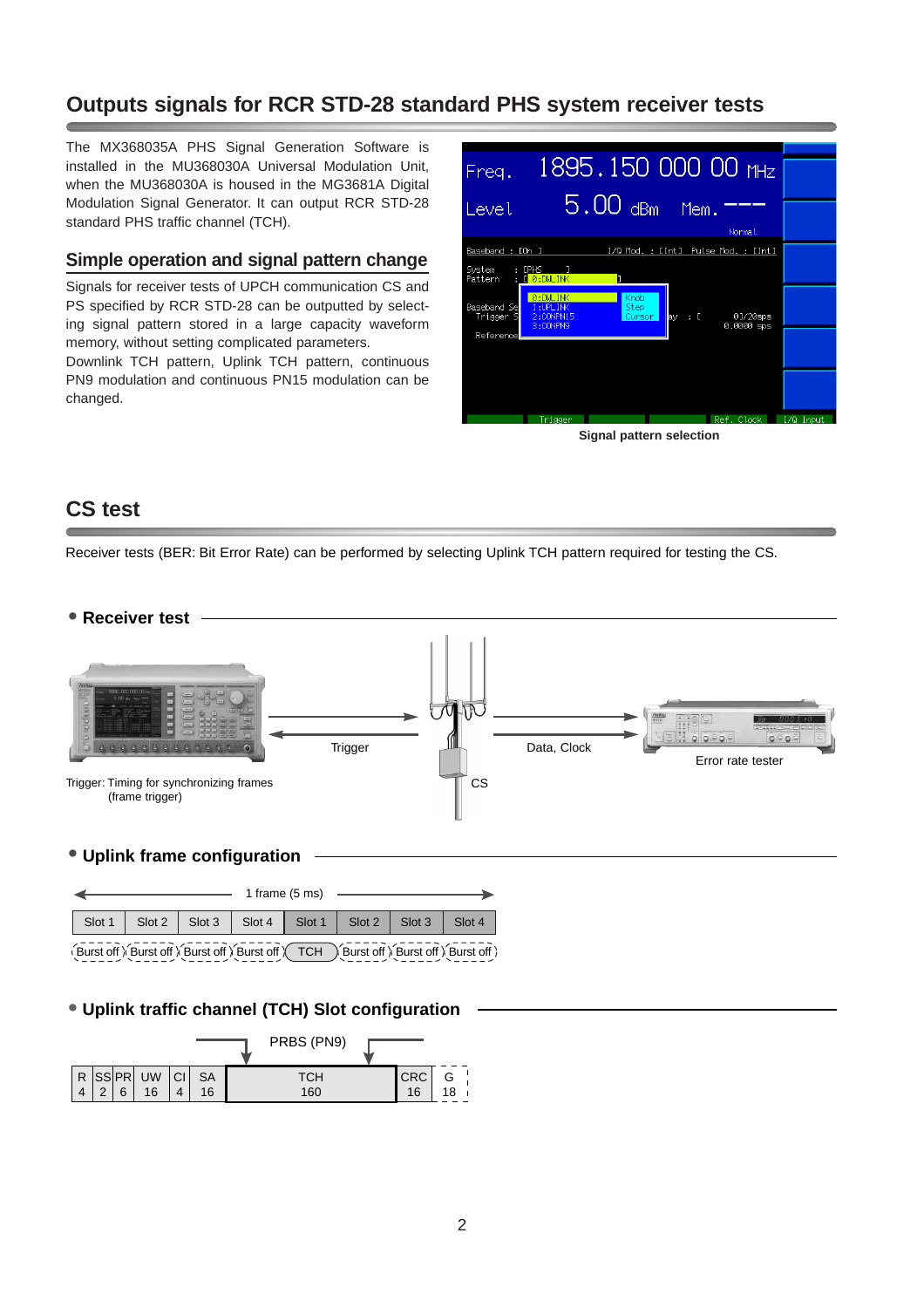## Outputs signals for RCR STD-28 standard PHS system receiver tests

The MX368035A PHS Signal Generation Software is installed in the MU368030A Universal Modulation Unit, when the MU368030A is housed in the MG3681A Digital Modulation Signal Generator. It can output RCR STD-28 standard PHS traffic channel (TCH).

### Simple operation and signal pattern change

Signals for receiver tests of UPCH communication CS and PS specified by RCR STD-28 can be outputted by selecting signal pattern stored in a large capacity waveform memory, without setting complicated parameters.

Downlink TCH pattern, Uplink TCH pattern, continuous PN9 modulation and continuous PN15 modulation can be changed.

Signal pattern selection

## CS test

Receiver tests (BER: Bit Error Rate) can be performed by selecting Uplink TCH pattern required for testing the CS.

### • Receiver test

Trigger

Data, Clock

CS

Error rate tester

Trigger: Timing for synchronizing frames (frame trigger)

### • Uplink frame configuration

1 frame (5 ms)

| Slot 1 | Slot 2 | Slot 3 | Slot 4 | Slot 1 | Slot 2 | Slot 3 | Slot 4 |
|---|---|---|---|---|---|---|---|
| Burst off | Burst off | Burst off | Burst off | TCH | Burst off | Burst off | Burst off |

### • Uplink traffic channel (TCH) Slot configuration

PRBS (PN9)

| R | SS | PR | UW | CI | SA | TCH | CRC | G |
|---|---|---|---|---|---|---|---|---|
| 4 | 2 | 6 | 16 | 4 | 16 | 160 | 16 | 18 |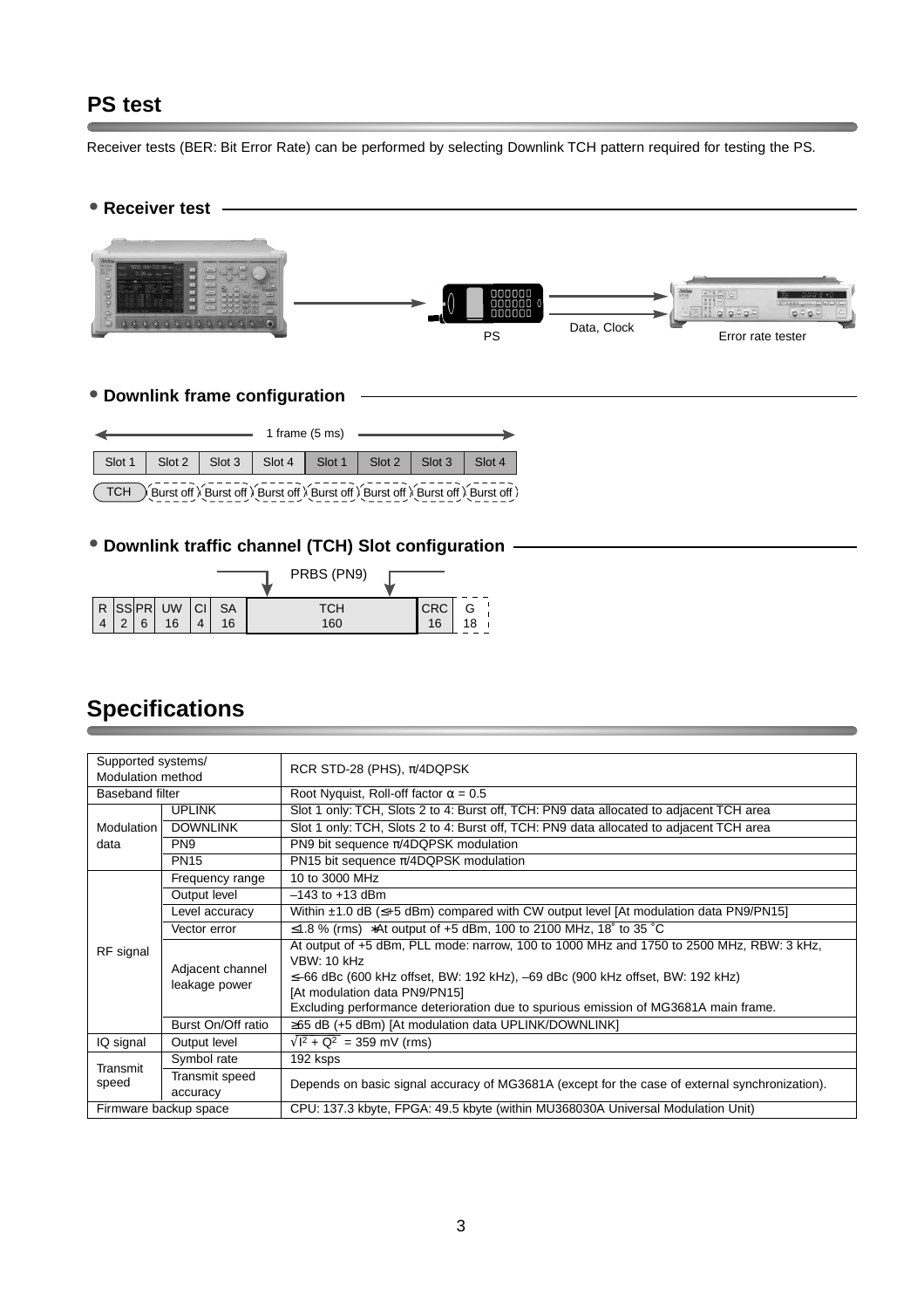## PS test

Receiver tests (BER: Bit Error Rate) can be performed by selecting Downlink TCH pattern required for testing the PS.

### • Receiver test

PS — Data, Clock — Error rate tester

### • Downlink frame configuration

1 frame (5 ms)

| Slot 1 | Slot 2 | Slot 3 | Slot 4 | Slot 1 | Slot 2 | Slot 3 | Slot 4 |
|---|---|---|---|---|---|---|---|
| TCH | Burst off | Burst off | Burst off | Burst off | Burst off | Burst off | Burst off |

### • Downlink traffic channel (TCH) Slot configuration

PRBS (PN9)

| R | SS | PR | UW | CI | SA | TCH | CRC | G |
|---|---|---|---|---|---|---|---|---|
| 4 | 2 | 6 | 16 | 4 | 16 | 160 | 16 | 18 |

## Specifications

| | | |
|---|---|---|
| Supported systems/ Modulation method | | RCR STD-28 (PHS), π/4DQPSK |
| Baseband filter | | Root Nyquist, Roll-off factor α = 0.5 |
| Modulation data | UPLINK | Slot 1 only: TCH, Slots 2 to 4: Burst off, TCH: PN9 data allocated to adjacent TCH area |
| | DOWNLINK | Slot 1 only: TCH, Slots 2 to 4: Burst off, TCH: PN9 data allocated to adjacent TCH area |
| | PN9 | PN9 bit sequence π/4DQPSK modulation |
| | PN15 | PN15 bit sequence π/4DQPSK modulation |
| RF signal | Frequency range | 10 to 3000 MHz |
| | Output level | –143 to +13 dBm |
| | Level accuracy | Within ±1.0 dB (≤+5 dBm) compared with CW output level [At modulation data PN9/PN15] |
| | Vector error | ≤1.8 % (rms) ∗At output of +5 dBm, 100 to 2100 MHz, 18˚ to 35 ˚C |
| | Adjacent channel leakage power | At output of +5 dBm, PLL mode: narrow, 100 to 1000 MHz and 1750 to 2500 MHz, RBW: 3 kHz, VBW: 10 kHz<br>≤–66 dBc (600 kHz offset, BW: 192 kHz), –69 dBc (900 kHz offset, BW: 192 kHz)<br>[At modulation data PN9/PN15]<br>Excluding performance deterioration due to spurious emission of MG3681A main frame. |
| | Burst On/Off ratio | ≥65 dB (+5 dBm) [At modulation data UPLINK/DOWNLINK] |
| IQ signal | Output level | $\sqrt{I^2 + Q^2}$ = 359 mV (rms) |
| Transmit speed | Symbol rate | 192 ksps |
| | Transmit speed accuracy | Depends on basic signal accuracy of MG3681A (except for the case of external synchronization). |
| Firmware backup space | | CPU: 137.3 kbyte, FPGA: 49.5 kbyte (within MU368030A Universal Modulation Unit) |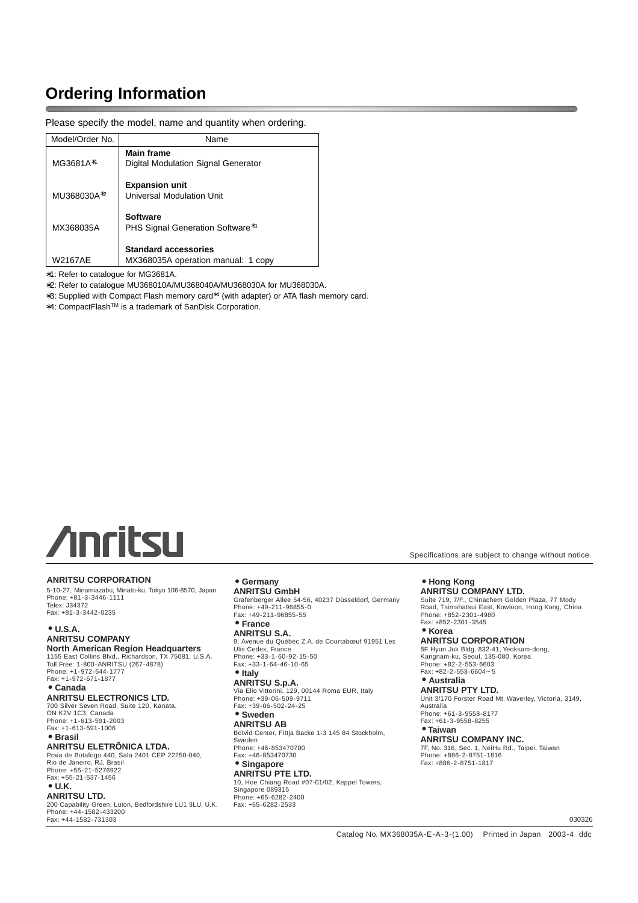# Ordering Information

Please specify the model, name and quantity when ordering.

| Model/Order No. | Name |
|---|---|
| MG3681A*1 | **Main frame**<br>Digital Modulation Signal Generator |
| MU368030A*2 | **Expansion unit**<br>Universal Modulation Unit |
| MX368035A | **Software**<br>PHS Signal Generation Software*3 |
| W2167AE | **Standard accessories**<br>MX368035A operation manual: 1 copy |

*1: Refer to catalogue for MG3681A.

*2: Refer to catalogue MU368010A/MU368040A/MU368030A for MU368030A.

*3: Supplied with Compact Flash memory card*4 (with adapter) or ATA flash memory card.

*4: CompactFlash™ is a trademark of SanDisk Corporation.

Anritsu

Specifications are subject to change without notice.

**ANRITSU CORPORATION**
5-10-27, Minamiazabu, Minato-ku, Tokyo 106-8570, Japan
Phone: +81-3-3446-1111
Telex: J34372
Fax: +81-3-3442-0235

• **U.S.A.**
**ANRITSU COMPANY**
**North American Region Headquarters**
1155 East Collins Blvd., Richardson, TX 75081, U.S.A.
Toll Free: 1-800-ANRITSU (267-4878)
Phone: +1-972-644-1777
Fax: +1-972-671-1877

• **Canada**
**ANRITSU ELECTRONICS LTD.**
700 Silver Seven Road, Suite 120, Kanata, ON K2V 1C3, Canada
Phone: +1-613-591-2003
Fax: +1-613-591-1006

• **Brasil**
**ANRITSU ELETRÔNICA LTDA.**
Praia de Botafogo 440, Sala 2401 CEP 22250-040, Rio de Janeiro, RJ, Brasil
Phone: +55-21-5276922
Fax: +55-21-537-1456

• **U.K.**
**ANRITSU LTD.**
200 Capability Green, Luton, Bedfordshire LU1 3LU, U.K.
Phone: +44-1582-433200
Fax: +44-1582-731303

• **Germany**
**ANRITSU GmbH**
Grafenberger Allee 54-56, 40237 Düsseldorf, Germany
Phone: +49-211-96855-0
Fax: +49-211-96855-55

• **France**
**ANRITSU S.A.**
9, Avenue du Québec Z.A. de Courtabœuf 91951 Les Ulis Cedex, France
Phone: +33-1-60-92-15-50
Fax: +33-1-64-46-10-65

• **Italy**
**ANRITSU S.p.A.**
Via Elio Vittorini, 129, 00144 Roma EUR, Italy
Phone: +39-06-509-9711
Fax: +39-06-502-24-25

• **Sweden**
**ANRITSU AB**
Botvid Center, Fittja Backe 1-3 145 84 Stockholm, Sweden
Phone: +46-853470700
Fax: +46-853470730

• **Singapore**
**ANRITSU PTE LTD.**
10, Hoe Chiang Road #07-01/02, Keppel Towers, Singapore 089315
Phone: +65-6282-2400
Fax: +65-6282-2533

• **Hong Kong**
**ANRITSU COMPANY LTD.**
Suite 719, 7/F., Chinachem Golden Plaza, 77 Mody Road, Tsimshatsui East, Kowloon, Hong Kong, China
Phone: +852-2301-4980
Fax: +852-2301-3545

• **Korea**
**ANRITSU CORPORATION**
8F Hyun Juk Bldg. 832-41, Yeoksam-dong, Kangnam-ku, Seoul, 135-080, Korea
Phone: +82-2-553-6603
Fax: +82-2-553-6604～5

• **Australia**
**ANRITSU PTY LTD.**
Unit 3/170 Forster Road Mt. Waverley, Victoria, 3149, Australia
Phone: +61-3-9558-8177
Fax: +61-3-9558-8255

• **Taiwan**
**ANRITSU COMPANY INC.**
7F, No. 316, Sec. 1, NeiHu Rd., Taipei, Taiwan
Phone: +886-2-8751-1816
Fax: +886-2-8751-1817

030326

Catalog No. MX368035A-E-A-3-(1.00) Printed in Japan 2003-4 ddc